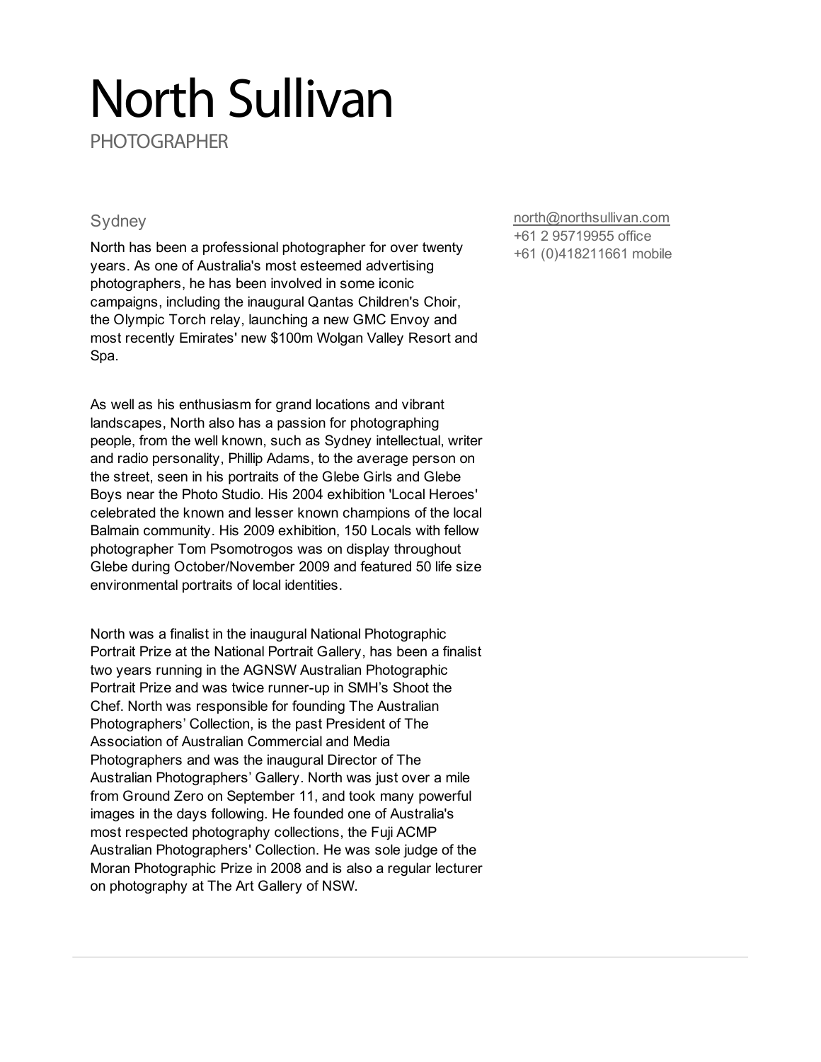# North Sullivan

PHOTOGRAPHER

## Sydney

north@northsullivan.com
+61 2 95719955 office
+61 (0)418211661 mobile

North has been a professional photographer for over twenty years. As one of Australia's most esteemed advertising photographers, he has been involved in some iconic campaigns, including the inaugural Qantas Children's Choir, the Olympic Torch relay, launching a new GMC Envoy and most recently Emirates' new $100m Wolgan Valley Resort and Spa.

As well as his enthusiasm for grand locations and vibrant landscapes, North also has a passion for photographing people, from the well known, such as Sydney intellectual, writer and radio personality, Phillip Adams, to the average person on the street, seen in his portraits of the Glebe Girls and Glebe Boys near the Photo Studio. His 2004 exhibition 'Local Heroes' celebrated the known and lesser known champions of the local Balmain community. His 2009 exhibition, 150 Locals with fellow photographer Tom Psomotrogos was on display throughout Glebe during October/November 2009 and featured 50 life size environmental portraits of local identities.

North was a finalist in the inaugural National Photographic Portrait Prize at the National Portrait Gallery, has been a finalist two years running in the AGNSW Australian Photographic Portrait Prize and was twice runner-up in SMH's Shoot the Chef. North was responsible for founding The Australian Photographers' Collection, is the past President of The Association of Australian Commercial and Media Photographers and was the inaugural Director of The Australian Photographers' Gallery. North was just over a mile from Ground Zero on September 11, and took many powerful images in the days following. He founded one of Australia's most respected photography collections, the Fuji ACMP Australian Photographers' Collection. He was sole judge of the Moran Photographic Prize in 2008 and is also a regular lecturer on photography at The Art Gallery of NSW.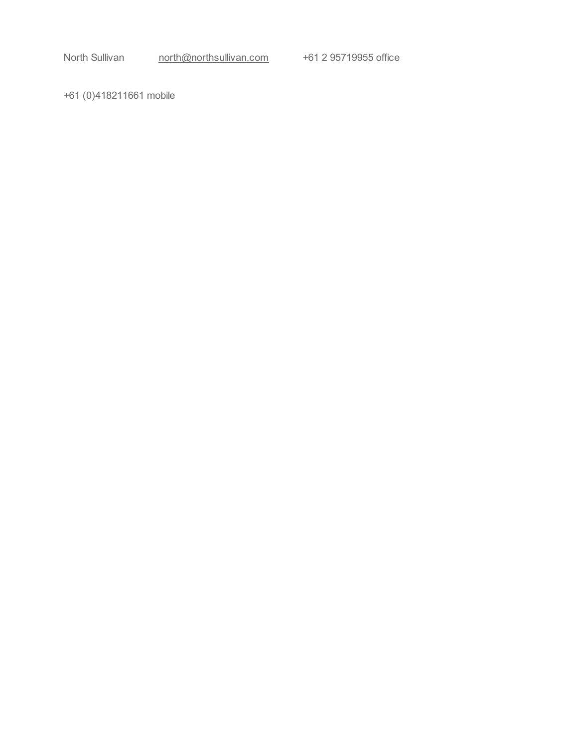North Sullivan    north@northsullivan.com    +61 2 95719955 office

+61 (0)418211661 mobile